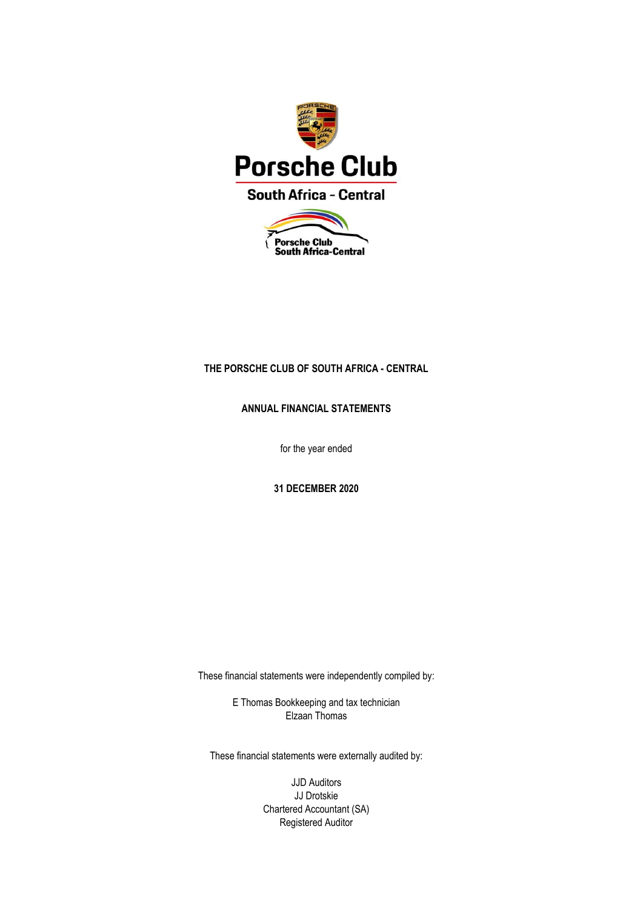# THE PORSCHE CLUB OF SOUTH AFRICA - CENTRAL

## ANNUAL FINANCIAL STATEMENTS

for the year ended

**31 DECEMBER 2020**

These financial statements were independently compiled by:

E Thomas Bookkeeping and tax technician
Elzaan Thomas

These financial statements were externally audited by:

JJD Auditors
JJ Drotskie
Chartered Accountant (SA)
Registered Auditor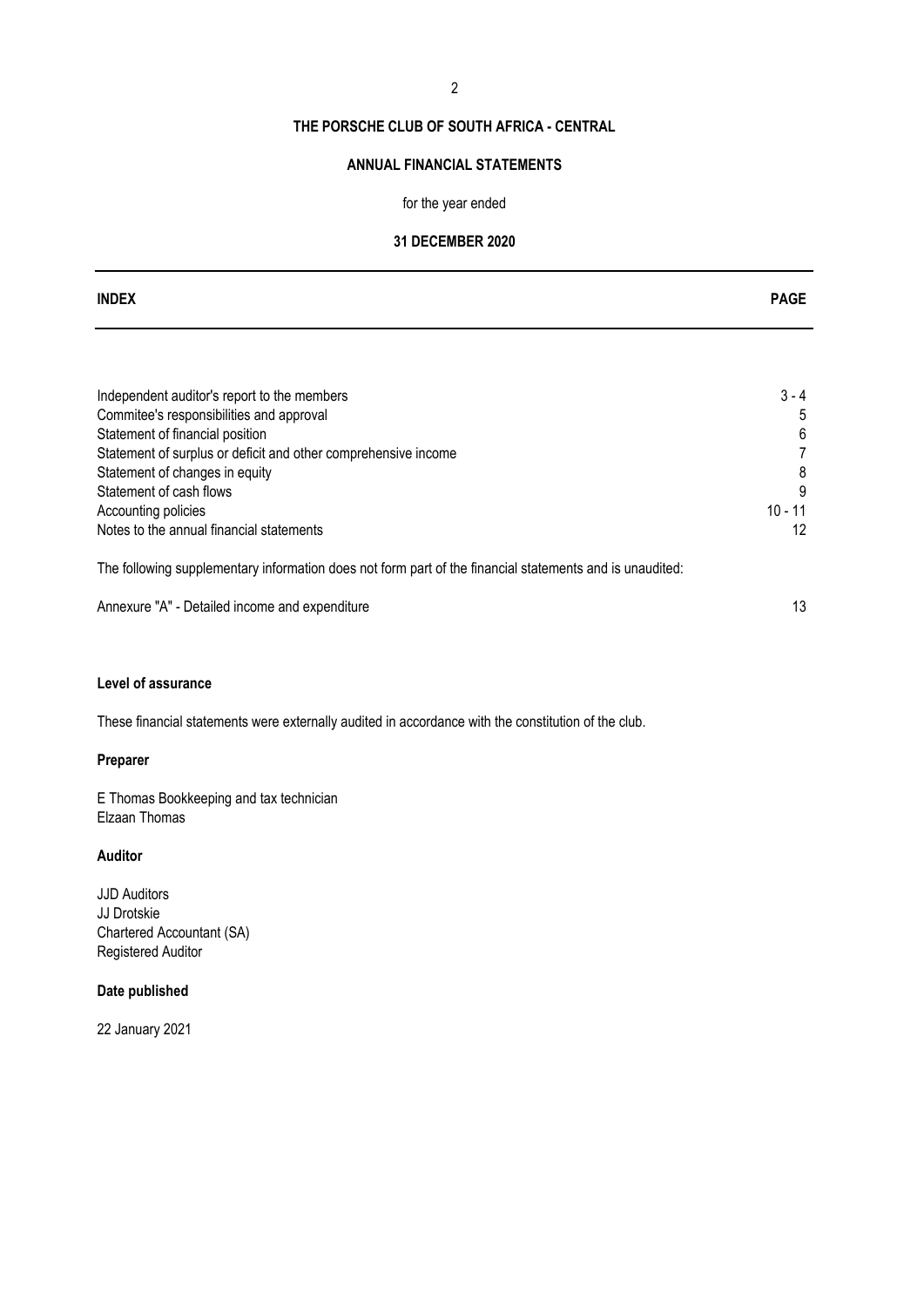# THE PORSCHE CLUB OF SOUTH AFRICA - CENTRAL

## ANNUAL FINANCIAL STATEMENTS

for the year ended

**31 DECEMBER 2020**

| INDEX | PAGE |
| --- | --- |
| Independent auditor's report to the members | 3 - 4 |
| Commitee's responsibilities and approval | 5 |
| Statement of financial position | 6 |
| Statement of surplus or deficit and other comprehensive income | 7 |
| Statement of changes in equity | 8 |
| Statement of cash flows | 9 |
| Accounting policies | 10 - 11 |
| Notes to the annual financial statements | 12 |

The following supplementary information does not form part of the financial statements and is unaudited:

| | |
| --- | --- |
| Annexure "A" - Detailed income and expenditure | 13 |

**Level of assurance**

These financial statements were externally audited in accordance with the constitution of the club.

**Preparer**

E Thomas Bookkeeping and tax technician
Elzaan Thomas

**Auditor**

JJD Auditors
JJ Drotskie
Chartered Accountant (SA)
Registered Auditor

**Date published**

22 January 2021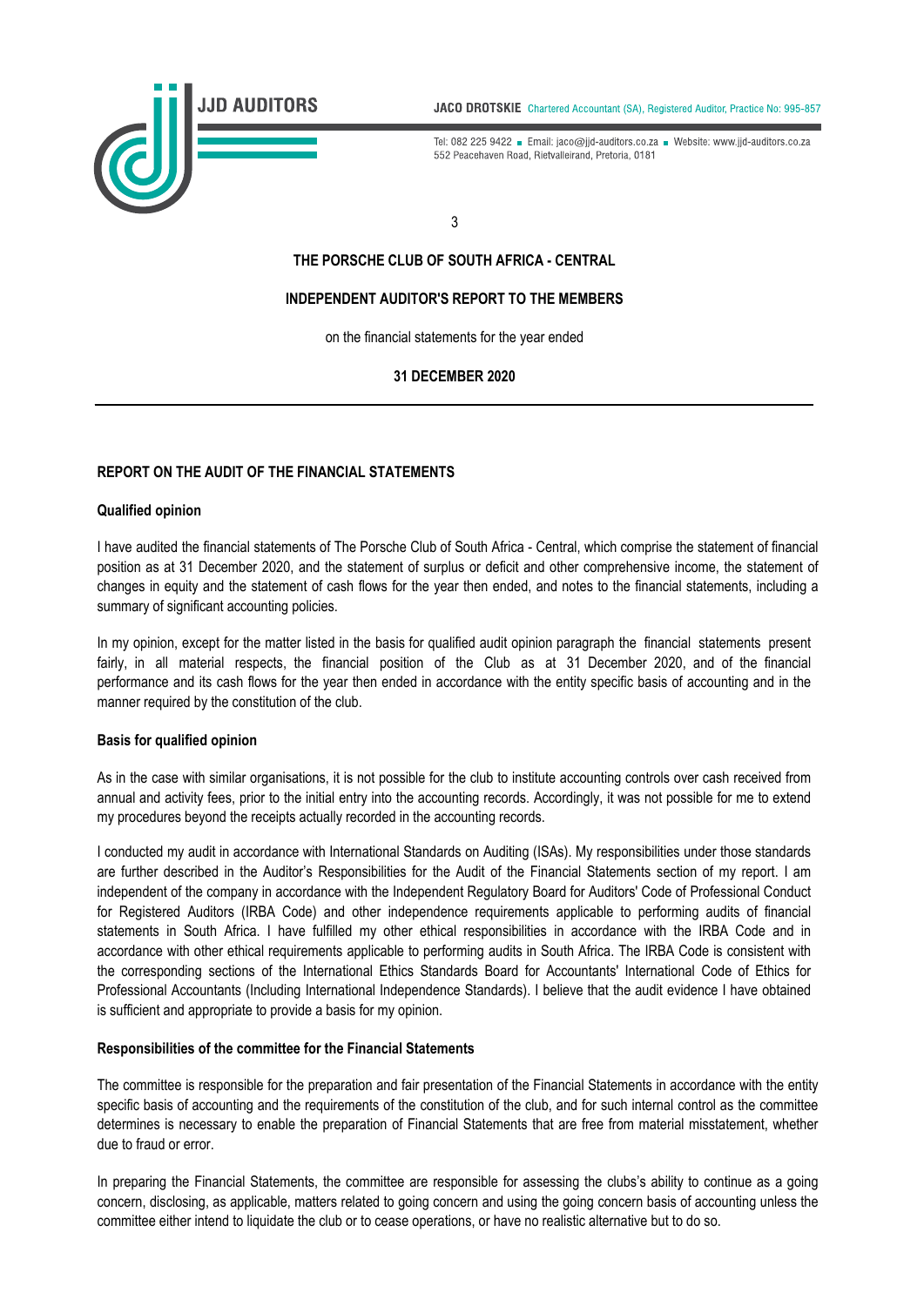**JJD AUDITORS**

**JACO DROTSKIE** Chartered Accountant (SA), Registered Auditor, Practice No: 995-857

Tel: 082 225 9422 ■ Email: jaco@jjd-auditors.co.za ■ Website: www.jjd-auditors.co.za
552 Peacehaven Road, Rietvalleirand, Pretoria, 0181

**THE PORSCHE CLUB OF SOUTH AFRICA - CENTRAL**

**INDEPENDENT AUDITOR'S REPORT TO THE MEMBERS**

on the financial statements for the year ended

**31 DECEMBER 2020**

---

## REPORT ON THE AUDIT OF THE FINANCIAL STATEMENTS

### Qualified opinion

I have audited the financial statements of The Porsche Club of South Africa - Central, which comprise the statement of financial position as at 31 December 2020, the statement of surplus or deficit and other comprehensive income, the statement of changes in equity and the statement of cash flows for the year then ended, and notes to the financial statements, including a summary of significant accounting policies.

In my opinion, except for the matter listed in the basis for qualified audit opinion paragraph the financial statements present fairly, in all material respects, the financial position of the Club as at 31 December 2020, and of the financial performance and its cash flows for the year then ended in accordance with the entity specific basis of accounting and in the manner required by the constitution of the club.

### Basis for qualified opinion

As in the case with similar organisations, it is not possible for the club to institute accounting controls over cash received from annual and activity fees, prior to the initial entry into the accounting records. Accordingly, it was not possible for me to extend my procedures beyond the receipts actually recorded in the accounting records.

I conducted my audit in accordance with International Standards on Auditing (ISAs). My responsibilities under those standards are further described in the Auditor's Responsibilities for the Audit of the Financial Statements section of my report. I am independent of the company in accordance with the Independent Regulatory Board for Auditors' Code of Professional Conduct for Registered Auditors (IRBA Code) and other independence requirements applicable to performing audits of financial statements in South Africa. I have fulfilled my other ethical responsibilities in accordance with the IRBA Code and in accordance with other ethical requirements applicable to performing audits in South Africa. The IRBA Code is consistent with the corresponding sections of the International Ethics Standards Board for Accountants' International Code of Ethics for Professional Accountants (Including International Independence Standards). I believe that the audit evidence I have obtained is sufficient and appropriate to provide a basis for my opinion.

### Responsibilities of the committee for the Financial Statements

The committee is responsible for the preparation and fair presentation of the Financial Statements in accordance with the entity specific basis of accounting and the requirements of the constitution of the club, and for such internal control as the committee determines is necessary to enable the preparation of Financial Statements that are free from material misstatement, whether due to fraud or error.

In preparing the Financial Statements, the committee are responsible for assessing the clubs's ability to continue as a going concern, disclosing, as applicable, matters related to going concern and using the going concern basis of accounting unless the committee either intend to liquidate the club or to cease operations, or have no realistic alternative but to do so.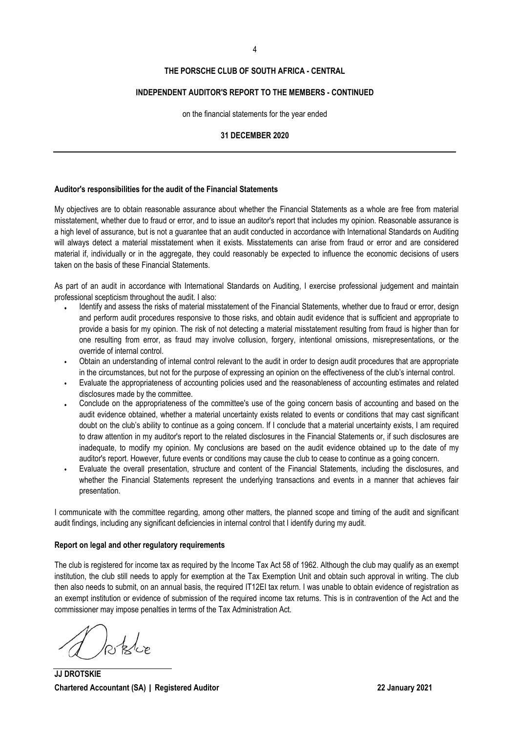**THE PORSCHE CLUB OF SOUTH AFRICA - CENTRAL**

**INDEPENDENT AUDITOR'S REPORT TO THE MEMBERS - CONTINUED**

on the financial statements for the year ended

**31 DECEMBER 2020**

---

**Auditor's responsibilities for the audit of the Financial Statements**

My objectives are to obtain reasonable assurance about whether the Financial Statements as a whole are free from material misstatement, whether due to fraud or error, and to issue an auditor's report that includes my opinion. Reasonable assurance is a high level of assurance, but is not a guarantee that an audit conducted in accordance with International Standards on Auditing will always detect a material misstatement when it exists. Misstatements can arise from fraud or error and are considered material if, individually or in the aggregate, they could reasonably be expected to influence the economic decisions of users taken on the basis of these Financial Statements.

As part of an audit in accordance with International Standards on Auditing, I exercise professional judgement and maintain professional scepticism throughout the audit. I also:

- Identify and assess the risks of material misstatement of the Financial Statements, whether due to fraud or error, design and perform audit procedures responsive to those risks, and obtain audit evidence that is sufficient and appropriate to provide a basis for my opinion. The risk of not detecting a material misstatement resulting from fraud is higher than for one resulting from error, as fraud may involve collusion, forgery, intentional omissions, misrepresentations, or the override of internal control.
- Obtain an understanding of internal control relevant to the audit in order to design audit procedures that are appropriate in the circumstances, but not for the purpose of expressing an opinion on the effectiveness of the club's internal control.
- Evaluate the appropriateness of accounting policies used and the reasonableness of accounting estimates and related disclosures made by the committee.
- Conclude on the appropriateness of the committee's use of the going concern basis of accounting and based on the audit evidence obtained, whether a material uncertainty exists related to events or conditions that may cast significant doubt on the club's ability to continue as a going concern. If I conclude that a material uncertainty exists, I am required to draw attention in my auditor's report to the related disclosures in the Financial Statements or, if such disclosures are inadequate, to modify my opinion. My conclusions are based on the audit evidence obtained up to the date of my auditor's report. However, future events or conditions may cause the club to cease to continue as a going concern.
- Evaluate the overall presentation, structure and content of the Financial Statements, including the disclosures, and whether the Financial Statements represent the underlying transactions and events in a manner that achieves fair presentation.

I communicate with the committee regarding, among other matters, the planned scope and timing of the audit and significant audit findings, including any significant deficiencies in internal control that I identify during my audit.

**Report on legal and other regulatory requirements**

The club is registered for income tax as required by the Income Tax Act 58 of 1962. Although the club may qualify as an exempt institution, the club still needs to apply for exemption at the Tax Exemption Unit and obtain such approval in writing. The club then also needs to submit, on an annual basis, the required IT12EI tax return. I was unable to obtain evidence of registration as an exempt institution or evidence of submission of the required income tax returns. This is in contravention of the Act and the commissioner may impose penalties in terms of the Tax Administration Act.

**JJ DROTSKIE**
**Chartered Accountant (SA) | Registered Auditor** **22 January 2021**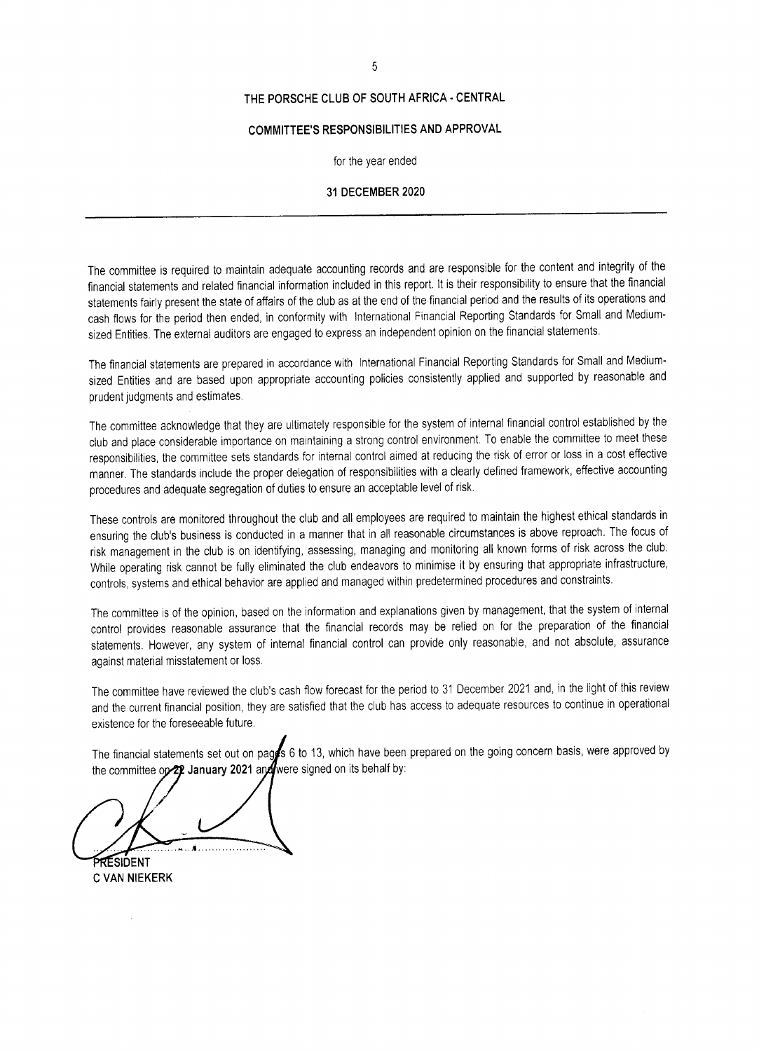# THE PORSCHE CLUB OF SOUTH AFRICA - CENTRAL

## COMMITTEE'S RESPONSIBILITIES AND APPROVAL

for the year ended

**31 DECEMBER 2020**

---

The committee is required to maintain adequate accounting records and are responsible for the content and integrity of the financial statements and related financial information included in this report. It is their responsibility to ensure that the financial statements fairly present the state of affairs of the club as at the end of the financial period and the results of its operations and cash flows for the period then ended, in conformity with International Financial Reporting Standards for Small and Medium-sized Entities. The external auditors are engaged to express an independent opinion on the financial statements.

The financial statements are prepared in accordance with International Financial Reporting Standards for Small and Medium-sized Entities and are based upon appropriate accounting policies consistently applied and supported by reasonable and prudent judgments and estimates.

The committee acknowledge that they are ultimately responsible for the system of internal financial control established by the club and place considerable importance on maintaining a strong control environment. To enable the committee to meet these responsibilities, the committee sets standards for internal control aimed at reducing the risk of error or loss in a cost effective manner. The standards include the proper delegation of responsibilities with a clearly defined framework, effective accounting procedures and adequate segregation of duties to ensure an acceptable level of risk.

These controls are monitored throughout the club and all employees are required to maintain the highest ethical standards in ensuring the club's business is conducted in a manner that in all reasonable circumstances is above reproach. The focus of risk management in the club is on identifying, assessing, managing and monitoring all known forms of risk across the club. While operating risk cannot be fully eliminated the club endeavors to minimise it by ensuring that appropriate infrastructure, controls, systems and ethical behavior are applied and managed within predetermined procedures and constraints.

The committee is of the opinion, based on the information and explanations given by management, that the system of internal control provides reasonable assurance that the financial records may be relied on for the preparation of the financial statements. However, any system of internal financial control can provide only reasonable, and not absolute, assurance against material misstatement or loss.

The committee have reviewed the club's cash flow forecast for the period to 31 December 2021 and, in the light of this review and the current financial position, they are satisfied that the club has access to adequate resources to continue in operational existence for the foreseeable future.

The financial statements set out on pages 6 to 13, which have been prepared on the going concern basis, were approved by the committee on **22 January 2021** and were signed on its behalf by:

..................................

**PRESIDENT**
**C VAN NIEKERK**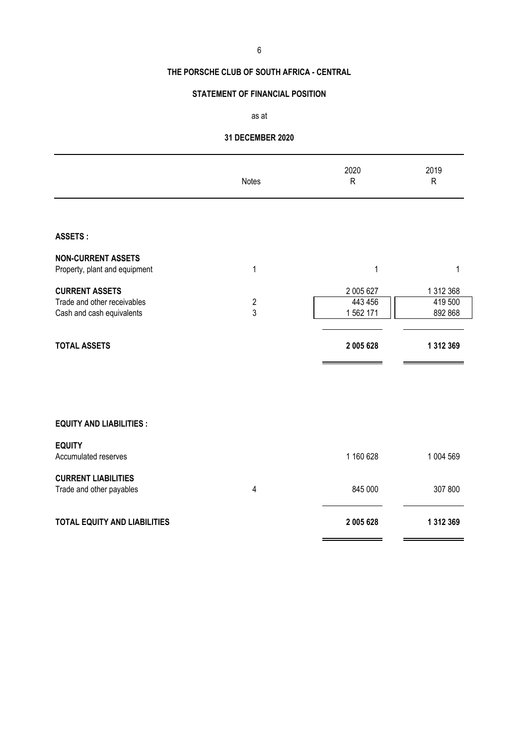# THE PORSCHE CLUB OF SOUTH AFRICA - CENTRAL

## STATEMENT OF FINANCIAL POSITION

as at

**31 DECEMBER 2020**

| | Notes | 2020<br>R | 2019<br>R |
|---|---|---|---|
| **ASSETS :** | | | |
| **NON-CURRENT ASSETS** | | | |
| Property, plant and equipment | 1 | 1 | 1 |
| **CURRENT ASSETS** | | 2 005 627 | 1 312 368 |
| Trade and other receivables | 2 | 443 456 | 419 500 |
| Cash and cash equivalents | 3 | 1 562 171 | 892 868 |
| **TOTAL ASSETS** | | **2 005 628** | **1 312 369** |
| | | | |
| **EQUITY AND LIABILITIES :** | | | |
| **EQUITY** | | | |
| Accumulated reserves | | 1 160 628 | 1 004 569 |
| **CURRENT LIABILITIES** | | | |
| Trade and other payables | 4 | 845 000 | 307 800 |
| **TOTAL EQUITY AND LIABILITIES** | | **2 005 628** | **1 312 369** |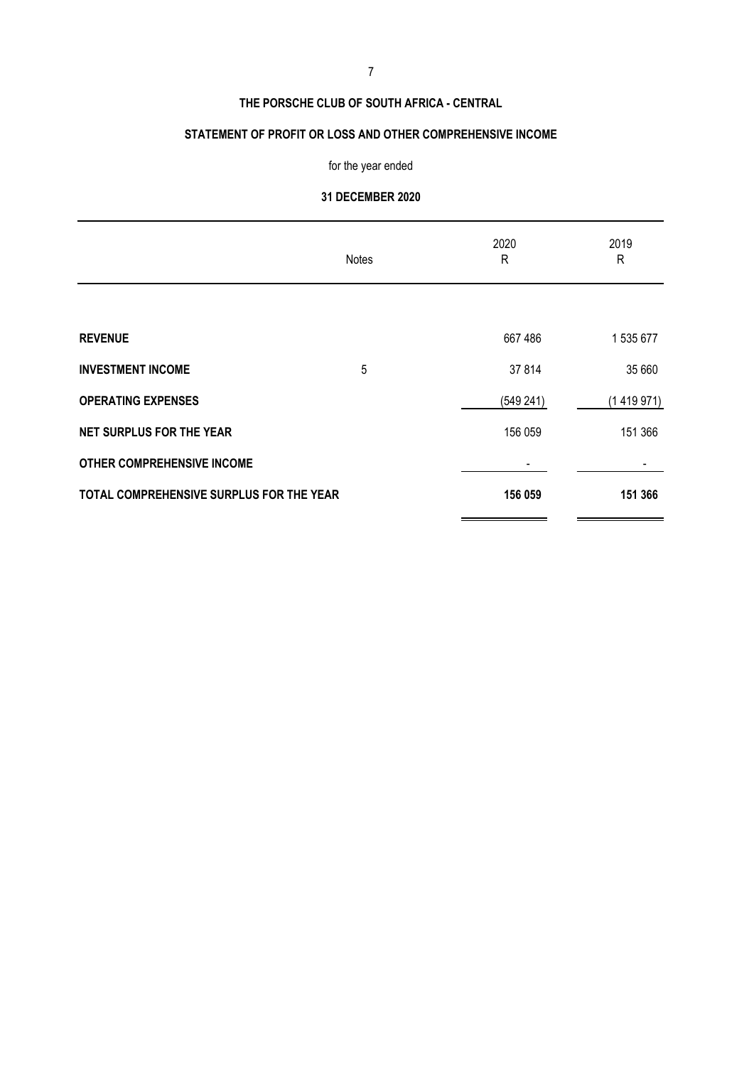# THE PORSCHE CLUB OF SOUTH AFRICA - CENTRAL

## STATEMENT OF PROFIT OR LOSS AND OTHER COMPREHENSIVE INCOME

for the year ended

**31 DECEMBER 2020**

| | Notes | 2020<br>R | 2019<br>R |
|---|---|---|---|
| **REVENUE** | | 667 486 | 1 535 677 |
| **INVESTMENT INCOME** | 5 | 37 814 | 35 660 |
| **OPERATING EXPENSES** | | (549 241) | (1 419 971) |
| **NET SURPLUS FOR THE YEAR** | | 156 059 | 151 366 |
| **OTHER COMPREHENSIVE INCOME** | | - | - |
| **TOTAL COMPREHENSIVE SURPLUS FOR THE YEAR** | | **156 059** | **151 366** |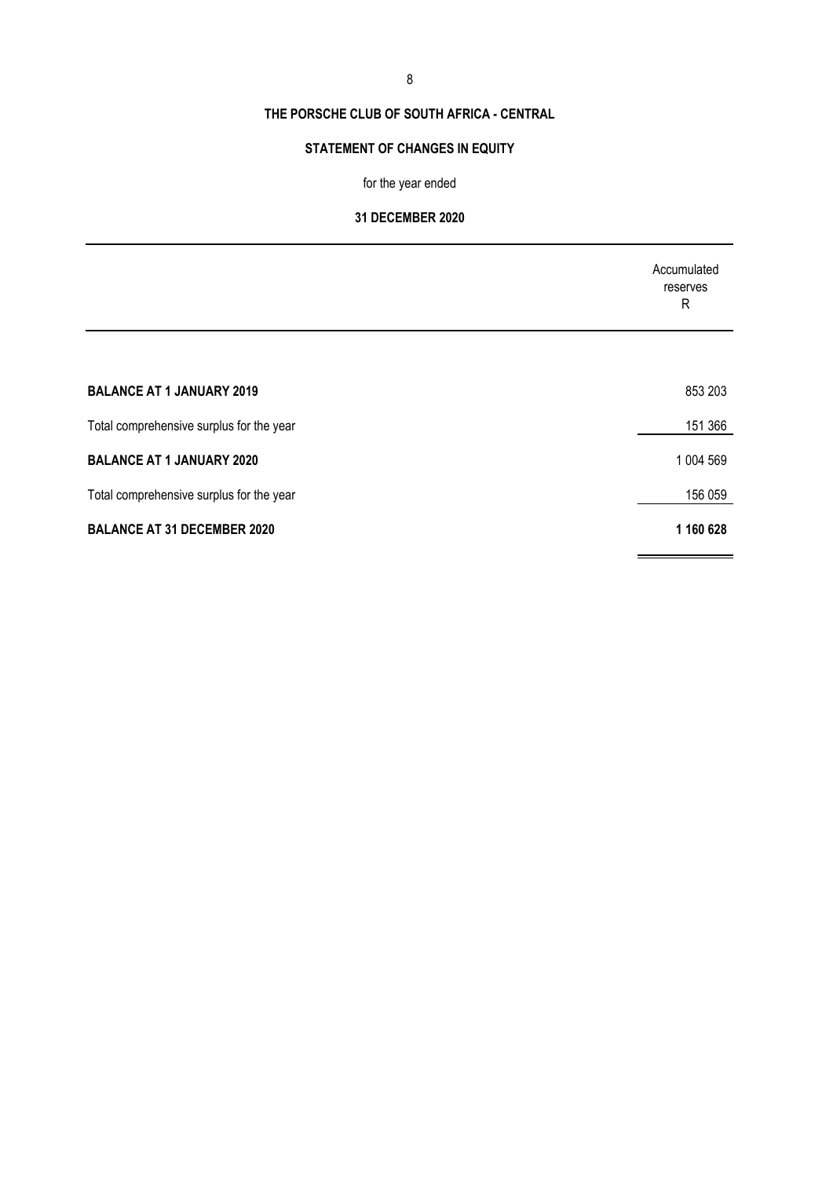# THE PORSCHE CLUB OF SOUTH AFRICA - CENTRAL

## STATEMENT OF CHANGES IN EQUITY

for the year ended

**31 DECEMBER 2020**

| | Accumulated reserves R |
|---|---|
| **BALANCE AT 1 JANUARY 2019** | 853 203 |
| Total comprehensive surplus for the year | 151 366 |
| **BALANCE AT 1 JANUARY 2020** | 1 004 569 |
| Total comprehensive surplus for the year | 156 059 |
| **BALANCE AT 31 DECEMBER 2020** | **1 160 628** |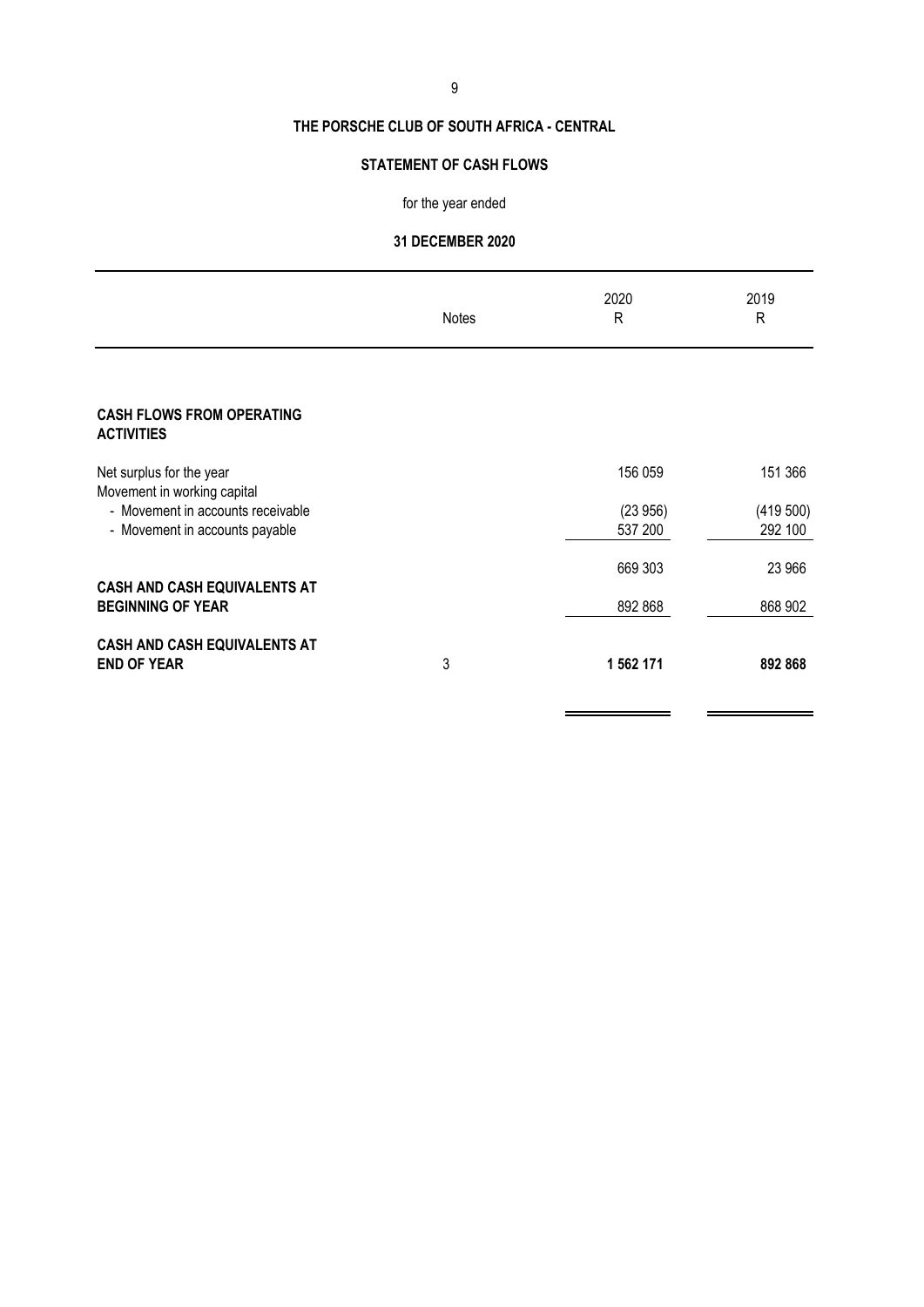# THE PORSCHE CLUB OF SOUTH AFRICA - CENTRAL

## STATEMENT OF CASH FLOWS

for the year ended

**31 DECEMBER 2020**

| | Notes | 2020<br>R | 2019<br>R |
|---|---|---|---|
| **CASH FLOWS FROM OPERATING ACTIVITIES** | | | |
| Net surplus for the year | | 156 059 | 151 366 |
| Movement in working capital | | | |
| - Movement in accounts receivable | | (23 956) | (419 500) |
| - Movement in accounts payable | | 537 200 | 292 100 |
| | | 669 303 | 23 966 |
| **CASH AND CASH EQUIVALENTS AT BEGINNING OF YEAR** | | 892 868 | 868 902 |
| **CASH AND CASH EQUIVALENTS AT END OF YEAR** | 3 | **1 562 171** | **892 868** |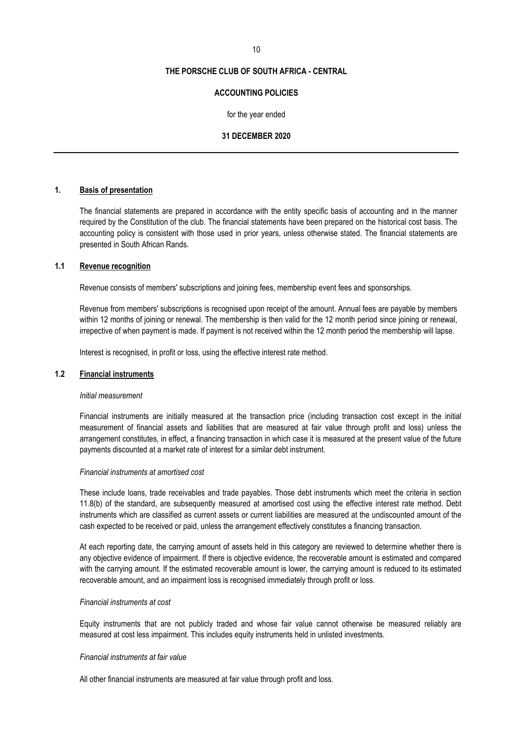**THE PORSCHE CLUB OF SOUTH AFRICA - CENTRAL**

**ACCOUNTING POLICIES**

for the year ended

**31 DECEMBER 2020**

## 1. Basis of presentation

The financial statements are prepared in accordance with the entity specific basis of accounting and in the manner required by the Constitution of the club. The financial statements have been prepared on the historical cost basis. The accounting policy is consistent with those used in prior years, unless otherwise stated. The financial statements are presented in South African Rands.

### 1.1 Revenue recognition

Revenue consists of members' subscriptions and joining fees, membership event fees and sponsorships.

Revenue from members' subscriptions is recognised upon receipt of the amount. Annual fees are payable by members within 12 months of joining or renewal. The membership is then valid for the 12 month period since joining or renewal, irrespective of when payment is made. If payment is not received within the 12 month period the membership will lapse.

Interest is recognised, in profit or loss, using the effective interest rate method.

### 1.2 Financial instruments

*Initial measurement*

Financial instruments are initially measured at the transaction price (including transaction cost except in the initial measurement of financial assets and liabilities that are measured at fair value through profit and loss) unless the arrangement constitutes, in effect, a financing transaction in which case it is measured at the present value of the future payments discounted at a market rate of interest for a similar debt instrument.

*Financial instruments at amortised cost*

These include loans, trade receivables and trade payables. Those debt instruments which meet the criteria in section 11.8(b) of the standard, are subsequently measured at amortised cost using the effective interest rate method. Debt instruments which are classified as current assets or current liabilities are measured at the undiscounted amount of the cash expected to be received or paid, unless the arrangement effectively constitutes a financing transaction.

At each reporting date, the carrying amount of assets held in this category are reviewed to determine whether there is any objective evidence of impairment. If there is objective evidence, the recoverable amount is estimated and compared with the carrying amount. If the estimated recoverable amount is lower, the carrying amount is reduced to its estimated recoverable amount, and an impairment loss is recognised immediately through profit or loss.

*Financial instruments at cost*

Equity instruments that are not publicly traded and whose fair value cannot otherwise be measured reliably are measured at cost less impairment. This includes equity instruments held in unlisted investments.

*Financial instruments at fair value*

All other financial instruments are measured at fair value through profit and loss.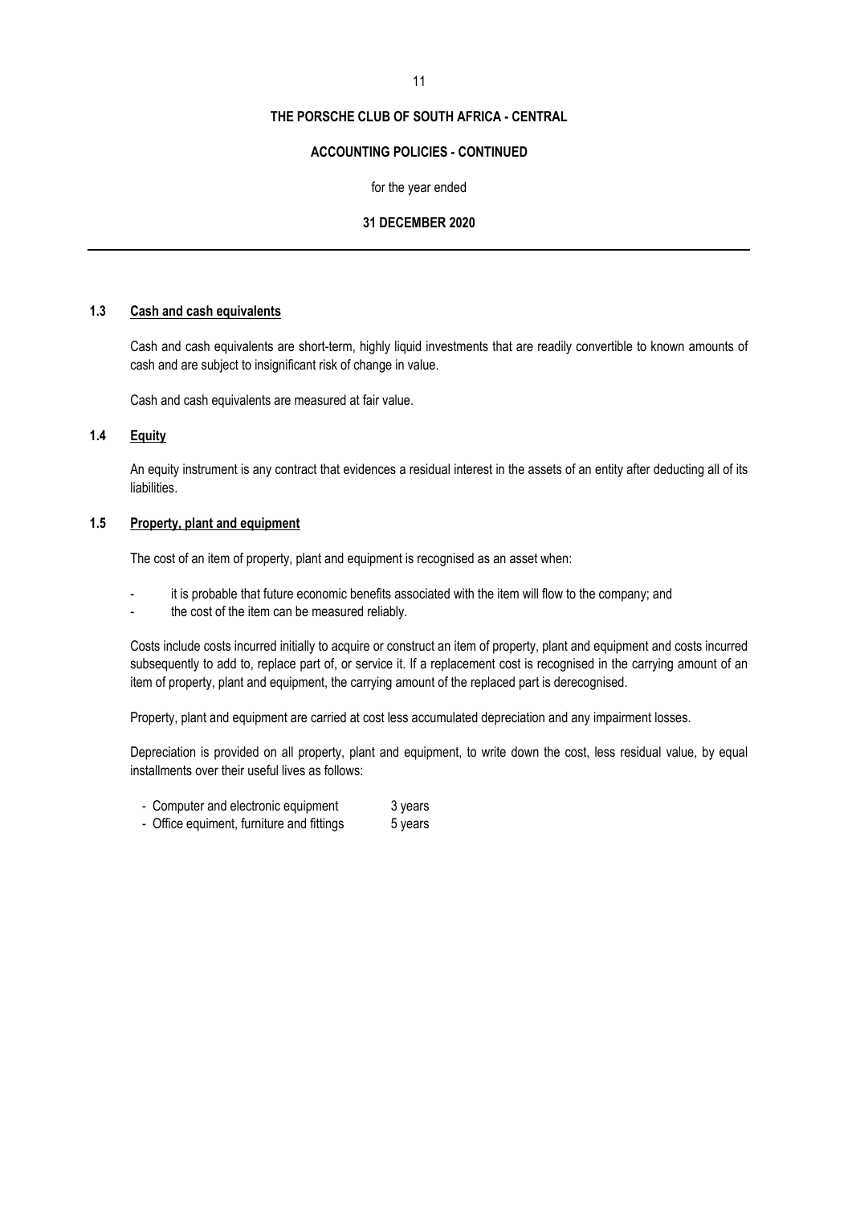### 1.3 Cash and cash equivalents

Cash and cash equivalents are short-term, highly liquid investments that are readily convertible to known amounts of cash and are subject to insignificant risk of change in value.

Cash and cash equivalents are measured at fair value.

### 1.4 Equity

An equity instrument is any contract that evidences a residual interest in the assets of an entity after deducting all of its liabilities.

### 1.5 Property, plant and equipment

The cost of an item of property, plant and equipment is recognised as an asset when:

- it is probable that future economic benefits associated with the item will flow to the company; and
- the cost of the item can be measured reliably.

Costs include costs incurred initially to acquire or construct an item of property, plant and equipment and costs incurred subsequently to add to, replace part of, or service it. If a replacement cost is recognised in the carrying amount of an item of property, plant and equipment, the carrying amount of the replaced part is derecognised.

Property, plant and equipment are carried at cost less accumulated depreciation and any impairment losses.

Depreciation is provided on all property, plant and equipment, to write down the cost, less residual value, by equal installments over their useful lives as follows:

| | |
|---|---|
| - Computer and electronic equipment | 3 years |
| - Office equiment, furniture and fittings | 5 years |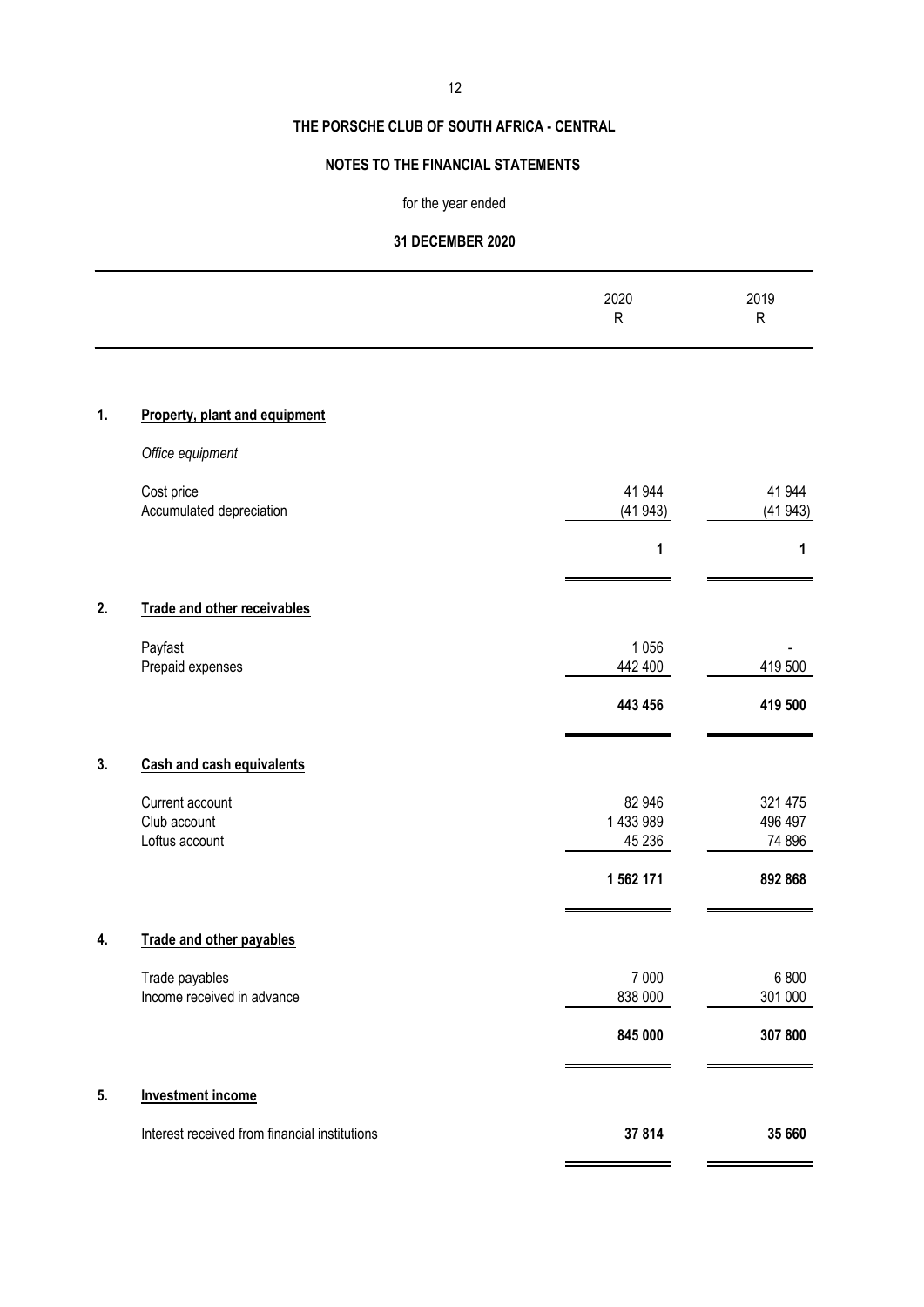# THE PORSCHE CLUB OF SOUTH AFRICA - CENTRAL

## NOTES TO THE FINANCIAL STATEMENTS

for the year ended

**31 DECEMBER 2020**

| | | 2020<br>R | 2019<br>R |
|---|---|---|---|
| **1.** | **Property, plant and equipment** | | |
| | *Office equipment* | | |
| | Cost price | 41 944 | 41 944 |
| | Accumulated depreciation | (41 943) | (41 943) |
| | | **1** | **1** |
| **2.** | **Trade and other receivables** | | |
| | Payfast | 1 056 | - |
| | Prepaid expenses | 442 400 | 419 500 |
| | | **443 456** | **419 500** |
| **3.** | **Cash and cash equivalents** | | |
| | Current account | 82 946 | 321 475 |
| | Club account | 1 433 989 | 496 497 |
| | Loftus account | 45 236 | 74 896 |
| | | **1 562 171** | **892 868** |
| **4.** | **Trade and other payables** | | |
| | Trade payables | 7 000 | 6 800 |
| | Income received in advance | 838 000 | 301 000 |
| | | **845 000** | **307 800** |
| **5.** | **Investment income** | | |
| | Interest received from financial institutions | **37 814** | **35 660** |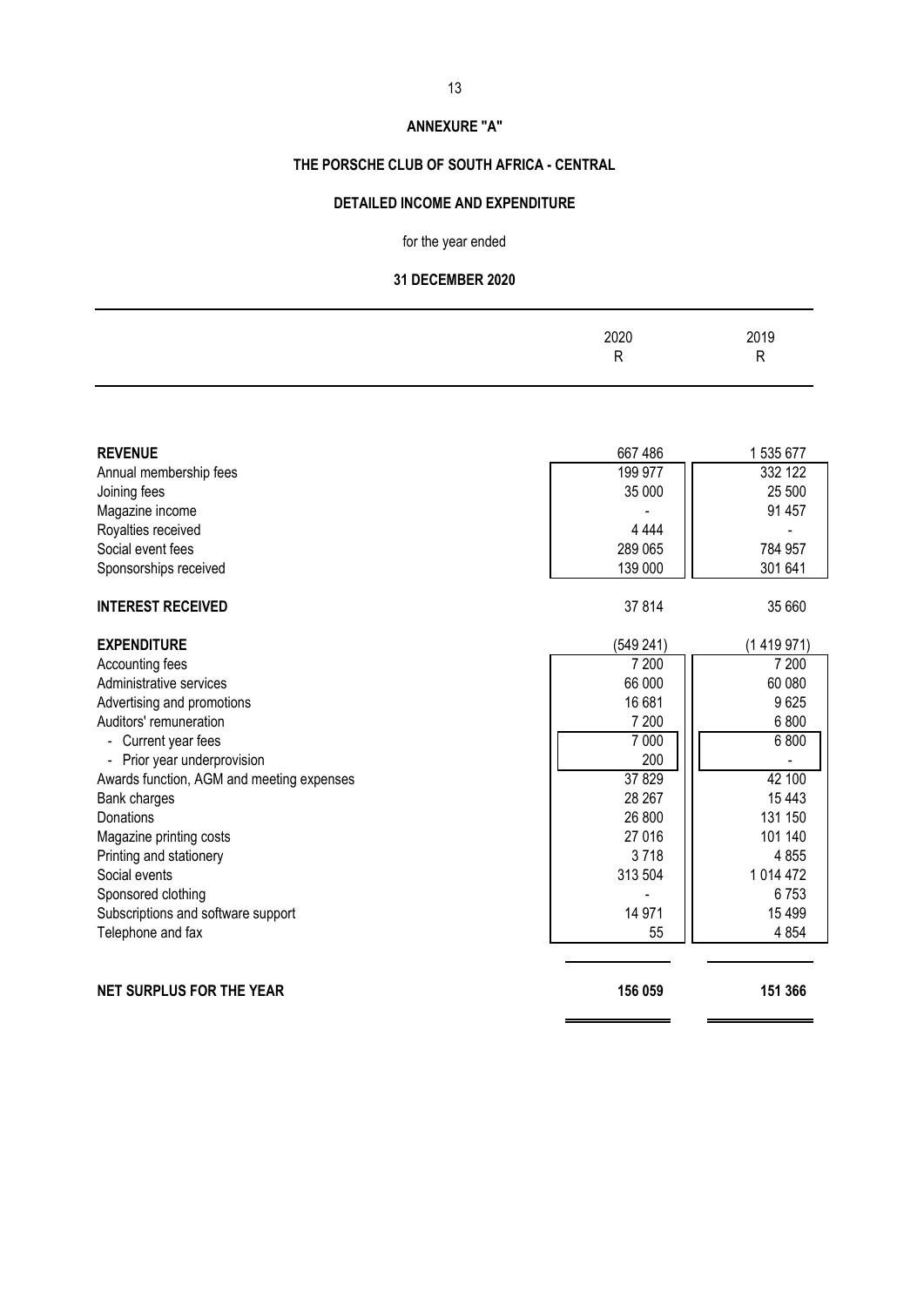**ANNEXURE "A"**

**THE PORSCHE CLUB OF SOUTH AFRICA - CENTRAL**

**DETAILED INCOME AND EXPENDITURE**

for the year ended

**31 DECEMBER 2020**

| | 2020<br>R | 2019<br>R |
|---|---|---|
| **REVENUE** | 667 486 | 1 535 677 |
| Annual membership fees | 199 977 | 332 122 |
| Joining fees | 35 000 | 25 500 |
| Magazine income | - | 91 457 |
| Royalties received | 4 444 | - |
| Social event fees | 289 065 | 784 957 |
| Sponsorships received | 139 000 | 301 641 |
| **INTEREST RECEIVED** | 37 814 | 35 660 |
| **EXPENDITURE** | (549 241) | (1 419 971) |
| Accounting fees | 7 200 | 7 200 |
| Administrative services | 66 000 | 60 080 |
| Advertising and promotions | 16 681 | 9 625 |
| Auditors' remuneration | 7 200 | 6 800 |
| - Current year fees | 7 000 | 6 800 |
| - Prior year underprovision | 200 | - |
| Awards function, AGM and meeting expenses | 37 829 | 42 100 |
| Bank charges | 28 267 | 15 443 |
| Donations | 26 800 | 131 150 |
| Magazine printing costs | 27 016 | 101 140 |
| Printing and stationery | 3 718 | 4 855 |
| Social events | 313 504 | 1 014 472 |
| Sponsored clothing | - | 6 753 |
| Subscriptions and software support | 14 971 | 15 499 |
| Telephone and fax | 55 | 4 854 |
| **NET SURPLUS FOR THE YEAR** | **156 059** | **151 366** |